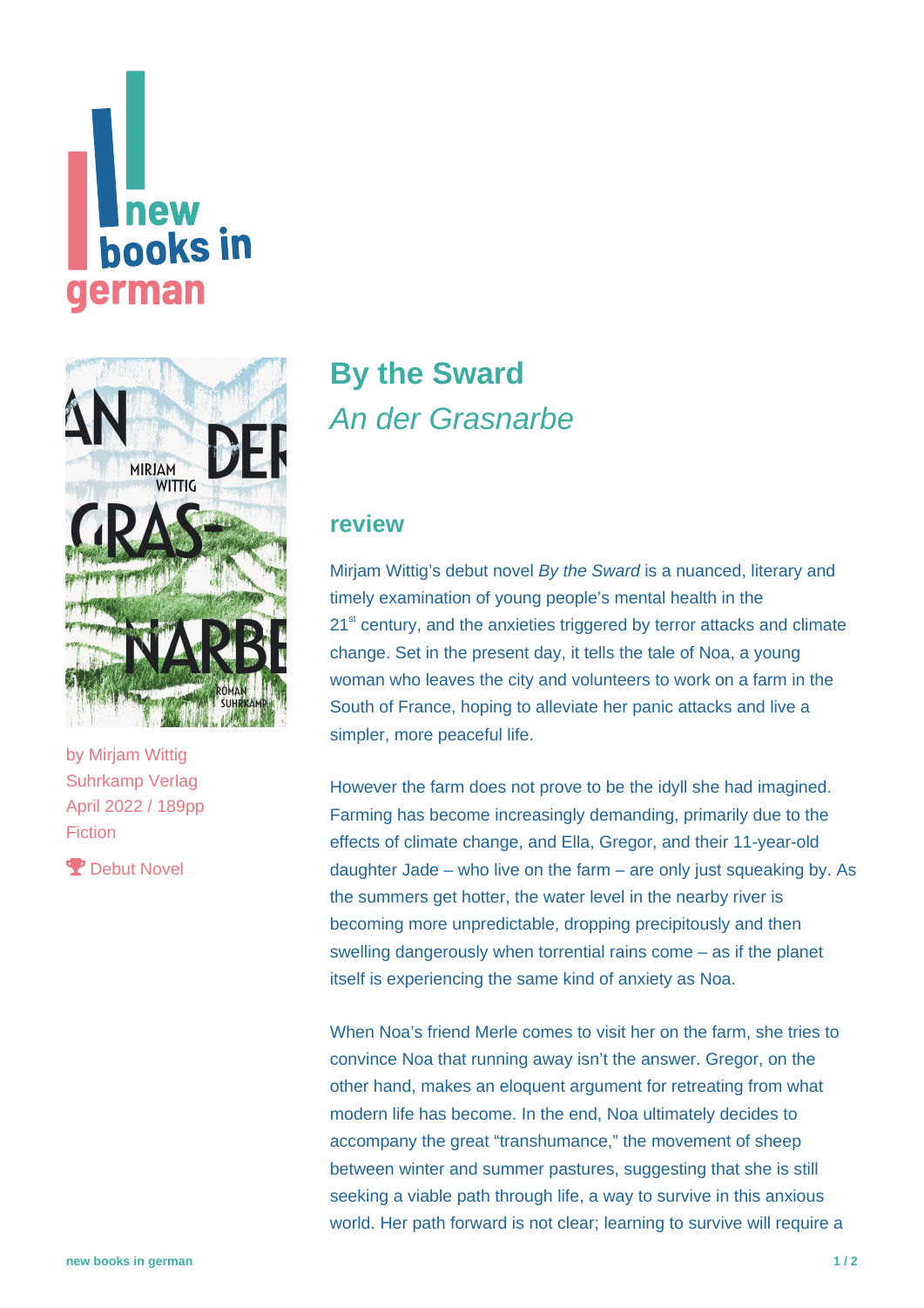# By the Sward

*An der Grasnarbe*

by Mirjam Wittig
Suhrkamp Verlag
April 2022 / 189pp
Fiction

Debut Novel

## review

Mirjam Wittig's debut novel *By the Sward* is a nuanced, literary and timely examination of young people's mental health in the 21st century, and the anxieties triggered by terror attacks and climate change. Set in the present day, it tells the tale of Noa, a young woman who leaves the city and volunteers to work on a farm in the South of France, hoping to alleviate her panic attacks and live a simpler, more peaceful life.

However the farm does not prove to be the idyll she had imagined. Farming has become increasingly demanding, primarily due to the effects of climate change, and Ella, Gregor, and their 11-year-old daughter Jade – who live on the farm – are only just squeaking by. As the summers get hotter, the water level in the nearby river is becoming more unpredictable, dropping precipitously and then swelling dangerously when torrential rains come – as if the planet itself is experiencing the same kind of anxiety as Noa.

When Noa's friend Merle comes to visit her on the farm, she tries to convince Noa that running away isn't the answer. Gregor, on the other hand, makes an eloquent argument for retreating from what modern life has become. In the end, Noa ultimately decides to accompany the great "transhumance," the movement of sheep between winter and summer pastures, suggesting that she is still seeking a viable path through life, a way to survive in this anxious world. Her path forward is not clear; learning to survive will require a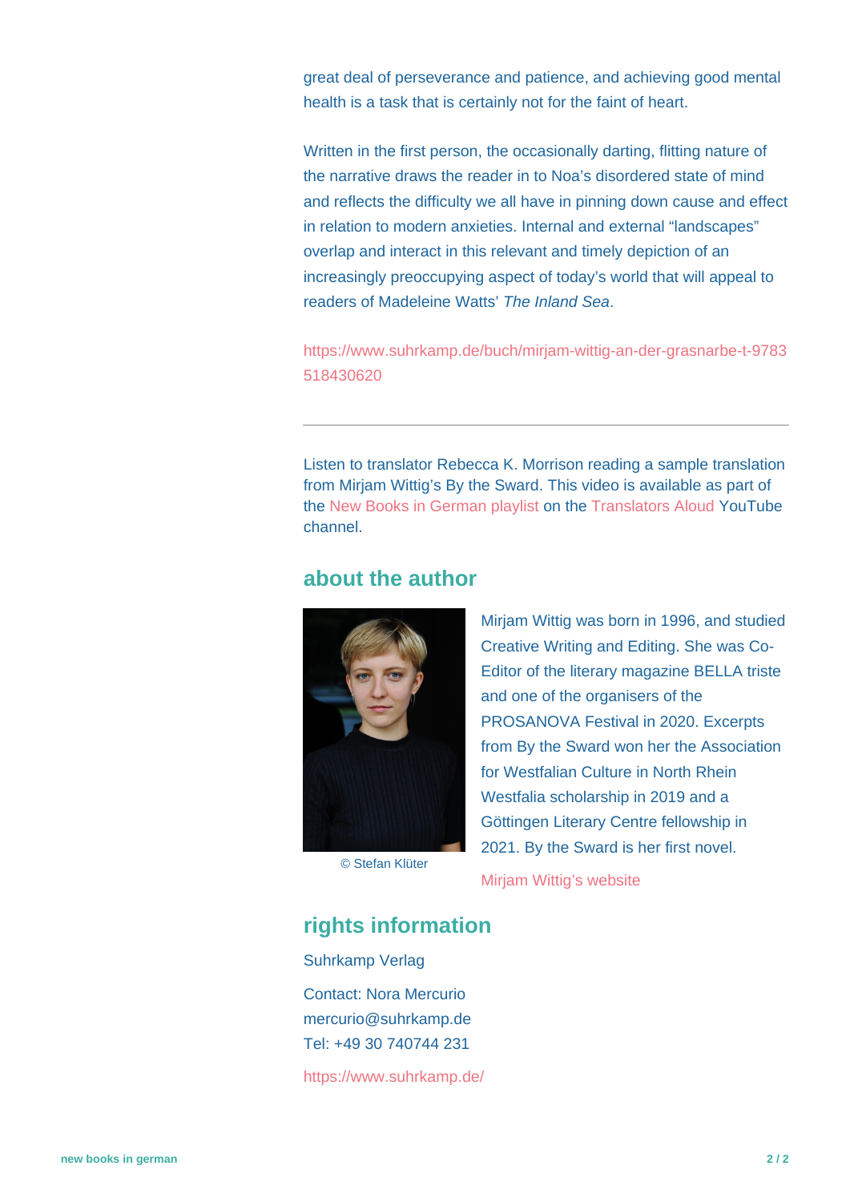great deal of perseverance and patience, and achieving good mental health is a task that is certainly not for the faint of heart.

Written in the first person, the occasionally darting, flitting nature of the narrative draws the reader in to Noa's disordered state of mind and reflects the difficulty we all have in pinning down cause and effect in relation to modern anxieties. Internal and external "landscapes" overlap and interact in this relevant and timely depiction of an increasingly preoccupying aspect of today's world that will appeal to readers of Madeleine Watts' *The Inland Sea*.

https://www.suhrkamp.de/buch/mirjam-wittig-an-der-grasnarbe-t-9783518430620

---

Listen to translator Rebecca K. Morrison reading a sample translation from Mirjam Wittig's By the Sward. This video is available as part of the New Books in German playlist on the Translators Aloud YouTube channel.

## about the author

© Stefan Klüter

Mirjam Wittig was born in 1996, and studied Creative Writing and Editing. She was Co-Editor of the literary magazine BELLA triste and one of the organisers of the PROSANOVA Festival in 2020. Excerpts from By the Sward won her the Association for Westfalian Culture in North Rhein Westfalia scholarship in 2019 and a Göttingen Literary Centre fellowship in 2021. By the Sward is her first novel.

Mirjam Wittig's website

## rights information

Suhrkamp Verlag

Contact: Nora Mercurio
mercurio@suhrkamp.de
Tel: +49 30 740744 231

https://www.suhrkamp.de/